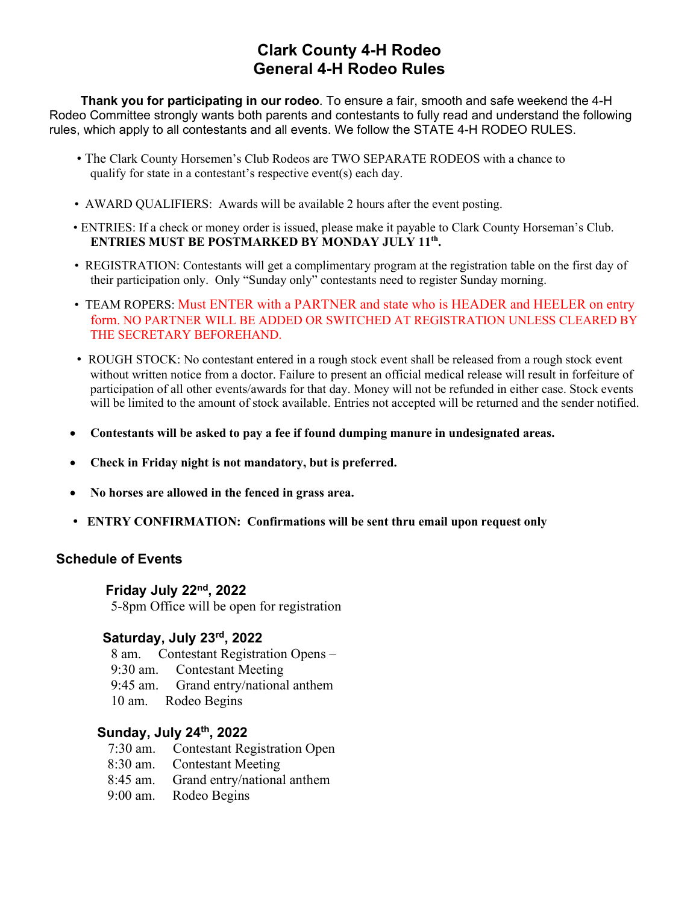# Clark County 4-H Rodeo
# General 4-H Rodeo Rules

**Thank you for participating in our rodeo**. To ensure a fair, smooth and safe weekend the 4-H Rodeo Committee strongly wants both parents and contestants to fully read and understand the following rules, which apply to all contestants and all events. We follow the STATE 4-H RODEO RULES.

- The Clark County Horsemen's Club Rodeos are TWO SEPARATE RODEOS with a chance to qualify for state in a contestant's respective event(s) each day.
- AWARD QUALIFIERS: Awards will be available 2 hours after the event posting.
- ENTRIES: If a check or money order is issued, please make it payable to Clark County Horseman's Club. **ENTRIES MUST BE POSTMARKED BY MONDAY JULY 11th.**
- REGISTRATION: Contestants will get a complimentary program at the registration table on the first day of their participation only. Only "Sunday only" contestants need to register Sunday morning.
- TEAM ROPERS: Must ENTER with a PARTNER and state who is HEADER and HEELER on entry form. NO PARTNER WILL BE ADDED OR SWITCHED AT REGISTRATION UNLESS CLEARED BY THE SECRETARY BEFOREHAND.
- ROUGH STOCK: No contestant entered in a rough stock event shall be released from a rough stock event without written notice from a doctor. Failure to present an official medical release will result in forfeiture of participation of all other events/awards for that day. Money will not be refunded in either case. Stock events will be limited to the amount of stock available. Entries not accepted will be returned and the sender notified.
- **Contestants will be asked to pay a fee if found dumping manure in undesignated areas.**
- **Check in Friday night is not mandatory, but is preferred.**
- **No horses are allowed in the fenced in grass area.**
- **ENTRY CONFIRMATION: Confirmations will be sent thru email upon request only**

## Schedule of Events

### Friday July 22nd, 2022

5-8pm Office will be open for registration

### Saturday, July 23rd, 2022

8 am. Contestant Registration Opens –
9:30 am. Contestant Meeting
9:45 am. Grand entry/national anthem
10 am. Rodeo Begins

### Sunday, July 24th, 2022

7:30 am. Contestant Registration Open
8:30 am. Contestant Meeting
8:45 am. Grand entry/national anthem
9:00 am. Rodeo Begins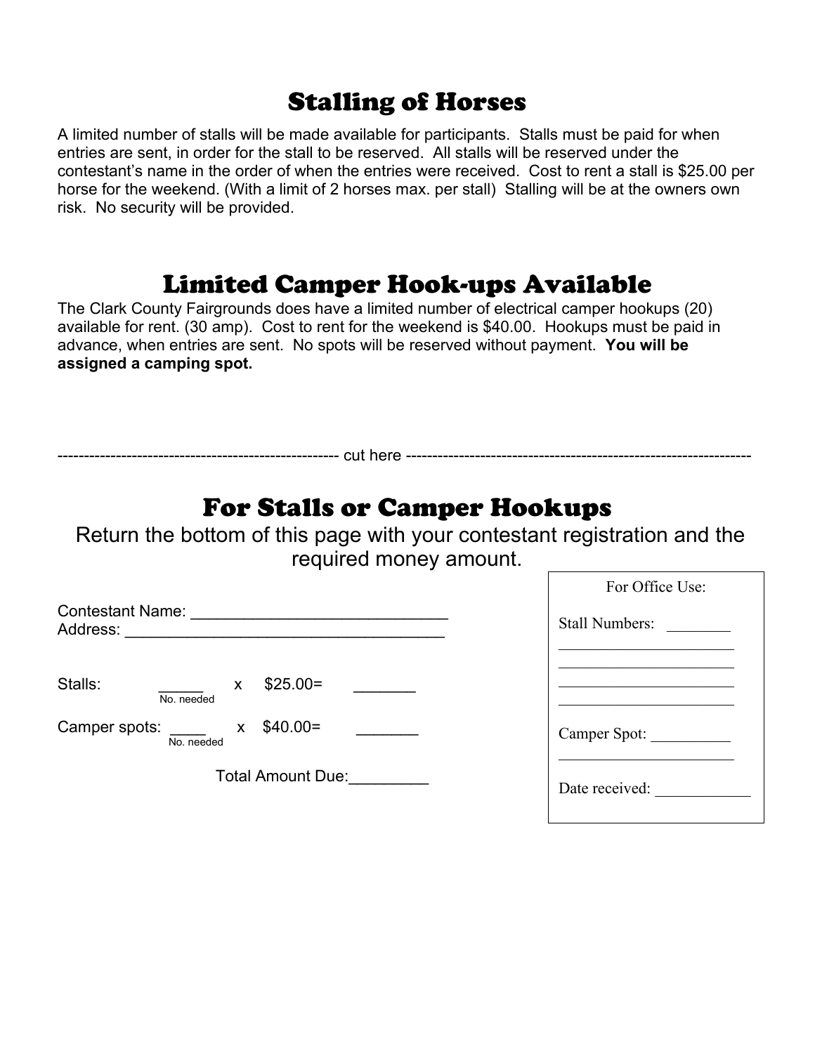# Stalling of Horses

A limited number of stalls will be made available for participants. Stalls must be paid for when entries are sent, in order for the stall to be reserved. All stalls will be reserved under the contestant's name in the order of when the entries were received. Cost to rent a stall is $25.00 per horse for the weekend. (With a limit of 2 horses max. per stall) Stalling will be at the owners own risk. No security will be provided.

# Limited Camper Hook-ups Available

The Clark County Fairgrounds does have a limited number of electrical camper hookups (20) available for rent. (30 amp). Cost to rent for the weekend is $40.00. Hookups must be paid in advance, when entries are sent. No spots will be reserved without payment. **You will be assigned a camping spot.**

---------------------------------------------------- cut here ----------------------------------------------------

# For Stalls or Camper Hookups

Return the bottom of this page with your contestant registration and the required money amount.

Contestant Name: ____________________________
Address: ___________________________________

Stalls: _____ (No. needed) x $25.00= _______

Camper spots: ____ (No. needed) x $40.00= _______

Total Amount Due:_________

For Office Use:

Stall Numbers: ________
______________________
______________________
______________________
______________________

Camper Spot: __________
______________________

Date received: ____________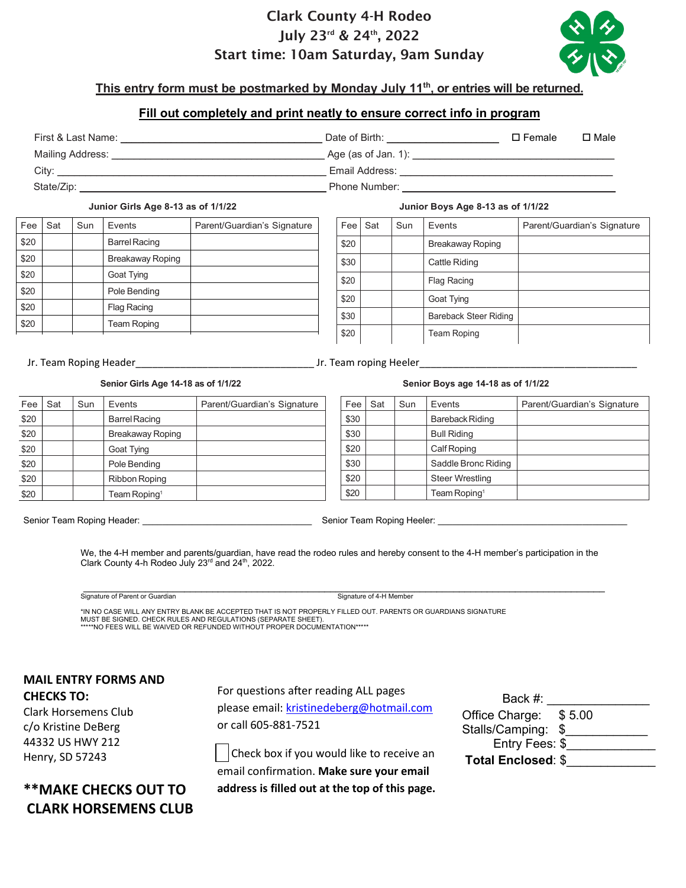# Clark County 4-H Rodeo
## July 23rd & 24th, 2022
## Start time: 10am Saturday, 9am Sunday

**This entry form must be postmarked by Monday July 11th, or entries will be returned.**

**Fill out completely and print neatly to ensure correct info in program**

First & Last Name: ______________________ Date of Birth: ______________ ☐ Female ☐ Male

Mailing Address: ______________________ Age (as of Jan. 1): ______________________

City: ______________________ Email Address: ______________________

State/Zip: ______________________ Phone Number: ______________________

**Junior Girls Age 8-13 as of 1/1/22**

| Fee | Sat | Sun | Events | Parent/Guardian's Signature |
|---|---|---|---|---|
| $20 | | | Barrel Racing | |
| $20 | | | Breakaway Roping | |
| $20 | | | Goat Tying | |
| $20 | | | Pole Bending | |
| $20 | | | Flag Racing | |
| $20 | | | Team Roping | |

**Junior Boys Age 8-13 as of 1/1/22**

| Fee | Sat | Sun | Events | Parent/Guardian's Signature |
|---|---|---|---|---|
| $20 | | | Breakaway Roping | |
| $30 | | | Cattle Riding | |
| $20 | | | Flag Racing | |
| $20 | | | Goat Tying | |
| $30 | | | Bareback Steer Riding | |
| $20 | | | Team Roping | |

Jr. Team Roping Header______________________ Jr. Team roping Heeler______________________

**Senior Girls Age 14-18 as of 1/1/22**

| Fee | Sat | Sun | Events | Parent/Guardian's Signature |
|---|---|---|---|---|
| $20 | | | Barrel Racing | |
| $20 | | | Breakaway Roping | |
| $20 | | | Goat Tying | |
| $20 | | | Pole Bending | |
| $20 | | | Ribbon Roping | |
| $20 | | | Team Roping[1] | |

**Senior Boys age 14-18 as of 1/1/22**

| Fee | Sat | Sun | Events | Parent/Guardian's Signature |
|---|---|---|---|---|
| $30 | | | Bareback Riding | |
| $30 | | | Bull Riding | |
| $20 | | | Calf Roping | |
| $30 | | | Saddle Bronc Riding | |
| $20 | | | Steer Wrestling | |
| $20 | | | Team Roping[1] | |

Senior Team Roping Header: ______________________ Senior Team Roping Heeler: ______________________

We, the 4-H member and parents/guardian, have read the rodeo rules and hereby consent to the 4-H member's participation in the Clark County 4-h Rodeo July 23rd and 24th, 2022.

______________________________________________________________

Signature of Parent or Guardian Signature of 4-H Member

*IN NO CASE WILL ANY ENTRY BLANK BE ACCEPTED THAT IS NOT PROPERLY FILLED OUT. PARENTS OR GUARDIANS SIGNATURE MUST BE SIGNED. CHECK RULES AND REGULATIONS (SEPARATE SHEET).
*****NO FEES WILL BE WAIVED OR REFUNDED WITHOUT PROPER DOCUMENTATION*****

**MAIL ENTRY FORMS AND CHECKS TO:**
Clark Horsemens Club
c/o Kristine DeBerg
44332 US HWY 212
Henry, SD 57243

**MAKE CHECKS OUT TO CLARK HORSEMENS CLUB**

For questions after reading ALL pages please email: kristinedeberg@hotmail.com or call 605-881-7521

☐ Check box if you would like to receive an email confirmation. **Make sure your email address is filled out at the top of this page.**

Back #: ______________
Office Charge: $ 5.00
Stalls/Camping: $____________
Entry Fees: $____________
**Total Enclosed**: $____________